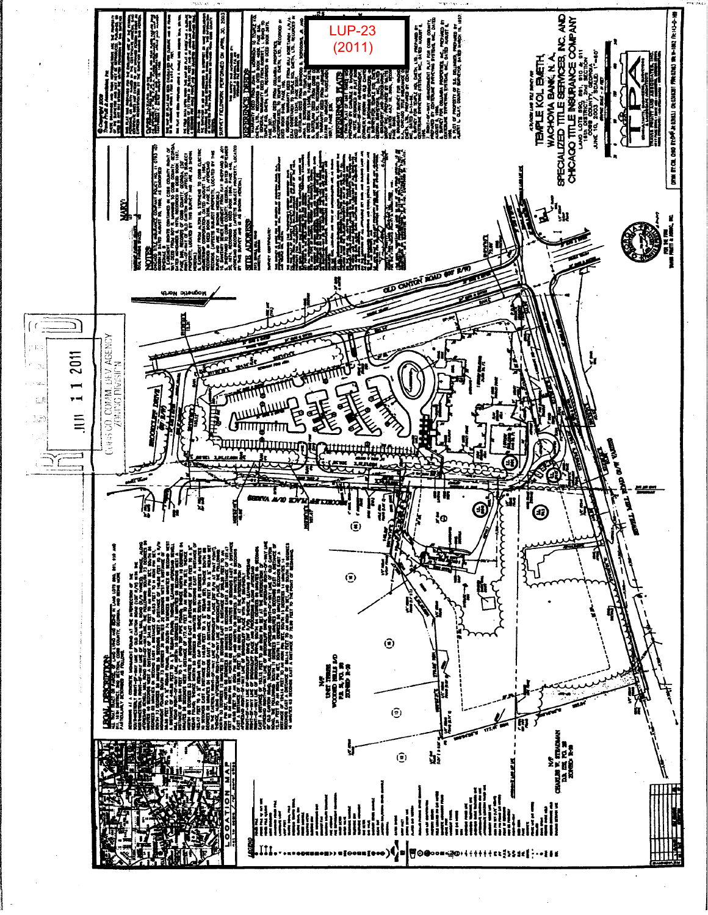LUP-23
(2011)

RECEIVED
JUN 11 2011
COBB CO. COMM. DEV. AGENCY
ZONING DIVISION

ALTA/ACSM LAND TITLE SURVEY FOR

TEMPLE KOL EMETH,
WACHOVIA BANK, N.A.,
SPECIALIZED TITLE SERVICES, INC. AND
CHICAGO TITLE INSURANCE COMPANY

LAND LOTS 890, 891, 910 & 911
16th DISTRICT, 2nd SECTION
COBB COUNTY, GEORGIA
JUNE 10, 2003 / SCALE: 1"=60'

OLD CANTON ROAD (80' R/W)

BROOKCLIFF DRIVE

BROOKCLIFF PLACE R/W VARIES

SEWELL MILL ROAD R/W VARIES

## NOTES

## SITE ADDRESS

## REFERENCE DEEDS

## REFERENCE PLATS

## LEGAL DESCRIPTION

## LOCATION MAP

## LEGEND

SURVEY FIELDWORK PERFORMED ON APRIL 30, 2003

N/F
UNIT THREE
WOODED HILLS S/D
ZONED R-20

N/F
CHARLES W. STEADMAN
ZONED R-20

Magnetic North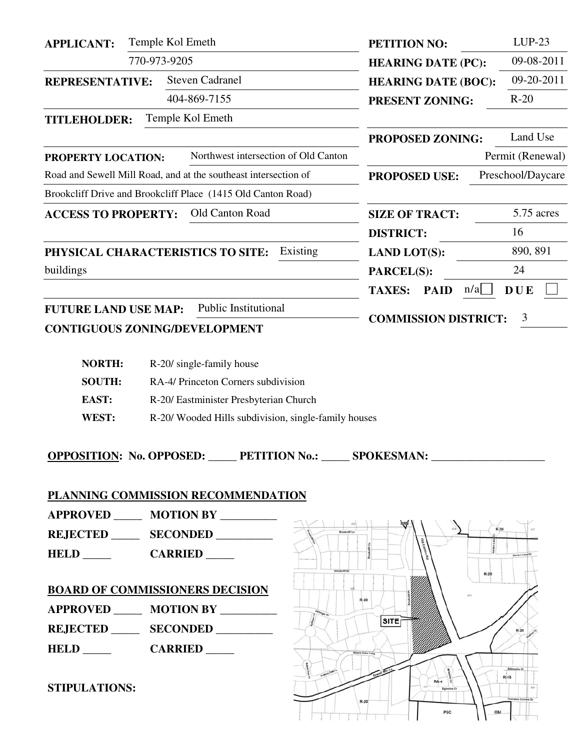**APPLICANT:** Temple Kol Emeth

770-973-9205

**REPRESENTATIVE:** Steven Cadranel

404-869-7155

**TITLEHOLDER:** Temple Kol Emeth

**PROPERTY LOCATION:** Northwest intersection of Old Canton Road and Sewell Mill Road, and at the southeast intersection of Brookcliff Drive and Brookcliff Place (1415 Old Canton Road)

**ACCESS TO PROPERTY:** Old Canton Road

**PHYSICAL CHARACTERISTICS TO SITE:** Existing buildings

**FUTURE LAND USE MAP:** Public Institutional

**PETITION NO:** LUP-23

**HEARING DATE (PC):** 09-08-2011

**HEARING DATE (BOC):** 09-20-2011

**PRESENT ZONING:** R-20

**PROPOSED ZONING:** Land Use Permit (Renewal)

**PROPOSED USE:** Preschool/Daycare

**SIZE OF TRACT:** 5.75 acres

**DISTRICT:** 16

**LAND LOT(S):** 890, 891

**PARCEL(S):** 24

**TAXES: PAID** n/a ☐ **DUE** ☐

**COMMISSION DISTRICT:** 3

**CONTIGUOUS ZONING/DEVELOPMENT**

| | |
|---|---|
| **NORTH:** | R-20/ single-family house |
| **SOUTH:** | RA-4/ Princeton Corners subdivision |
| **EAST:** | R-20/ Eastminister Presbyterian Church |
| **WEST:** | R-20/ Wooded Hills subdivision, single-family houses |

**OPPOSITION: No. OPPOSED: _____ PETITION No.: _____ SPOKESMAN: ____________________**

**PLANNING COMMISSION RECOMMENDATION**

**APPROVED _____ MOTION BY __________**

**REJECTED _____ SECONDED __________**

**HELD _____ CARRIED _____**

**BOARD OF COMMISSIONERS DECISION**

**APPROVED _____ MOTION BY __________**

**REJECTED _____ SECONDED __________**

**HELD _____ CARRIED _____**

**STIPULATIONS:**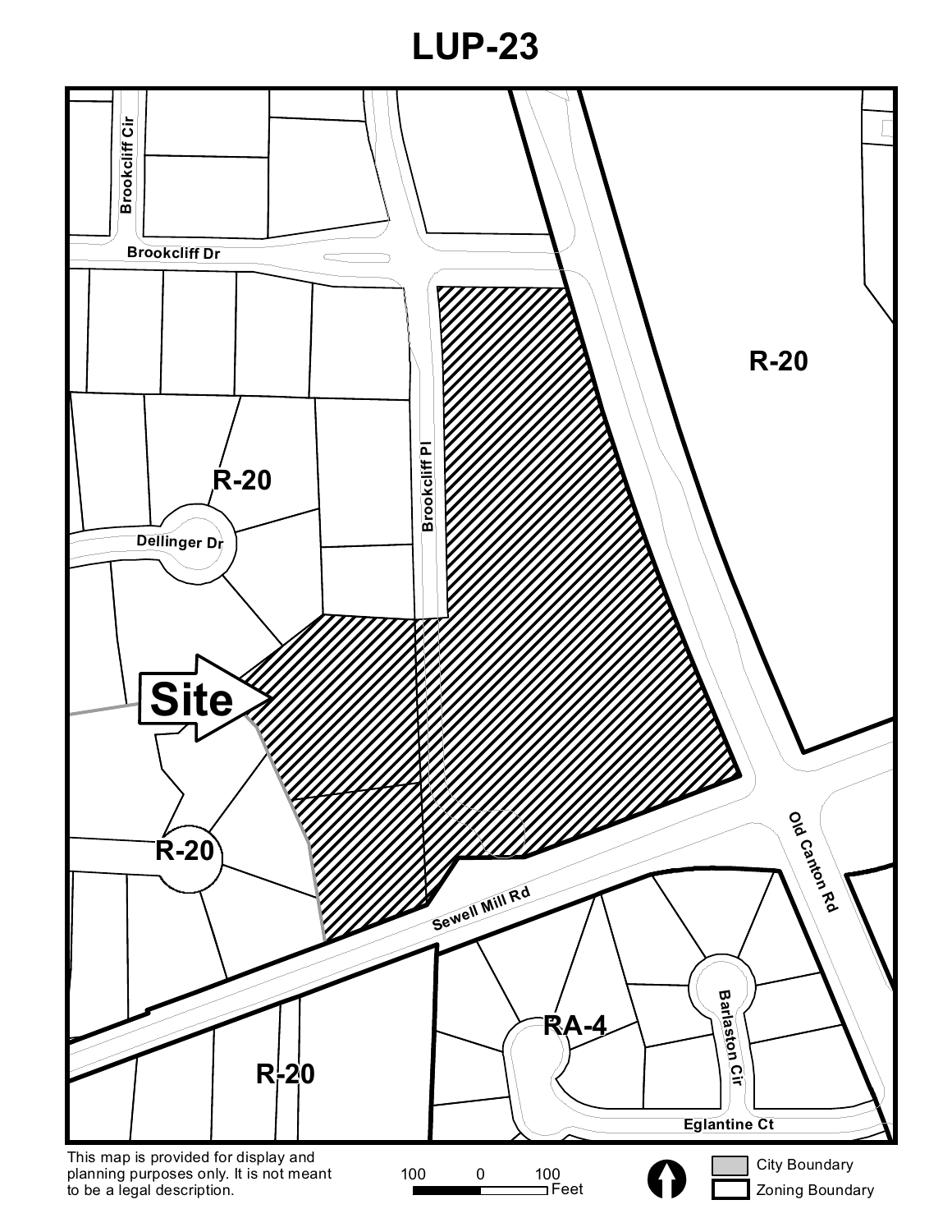# LUP-23

Brookcliff Cir

Brookcliff Dr

Brookcliff Pl

Dellinger Dr

R-20

R-20

R-20

R-20

**Site**

Sewell Mill Rd

Old Canton Rd

RA-4

Barlaston Cir

Eglantine Ct

This map is provided for display and planning purposes only. It is not meant to be a legal description.

100 0 100 Feet

City Boundary

Zoning Boundary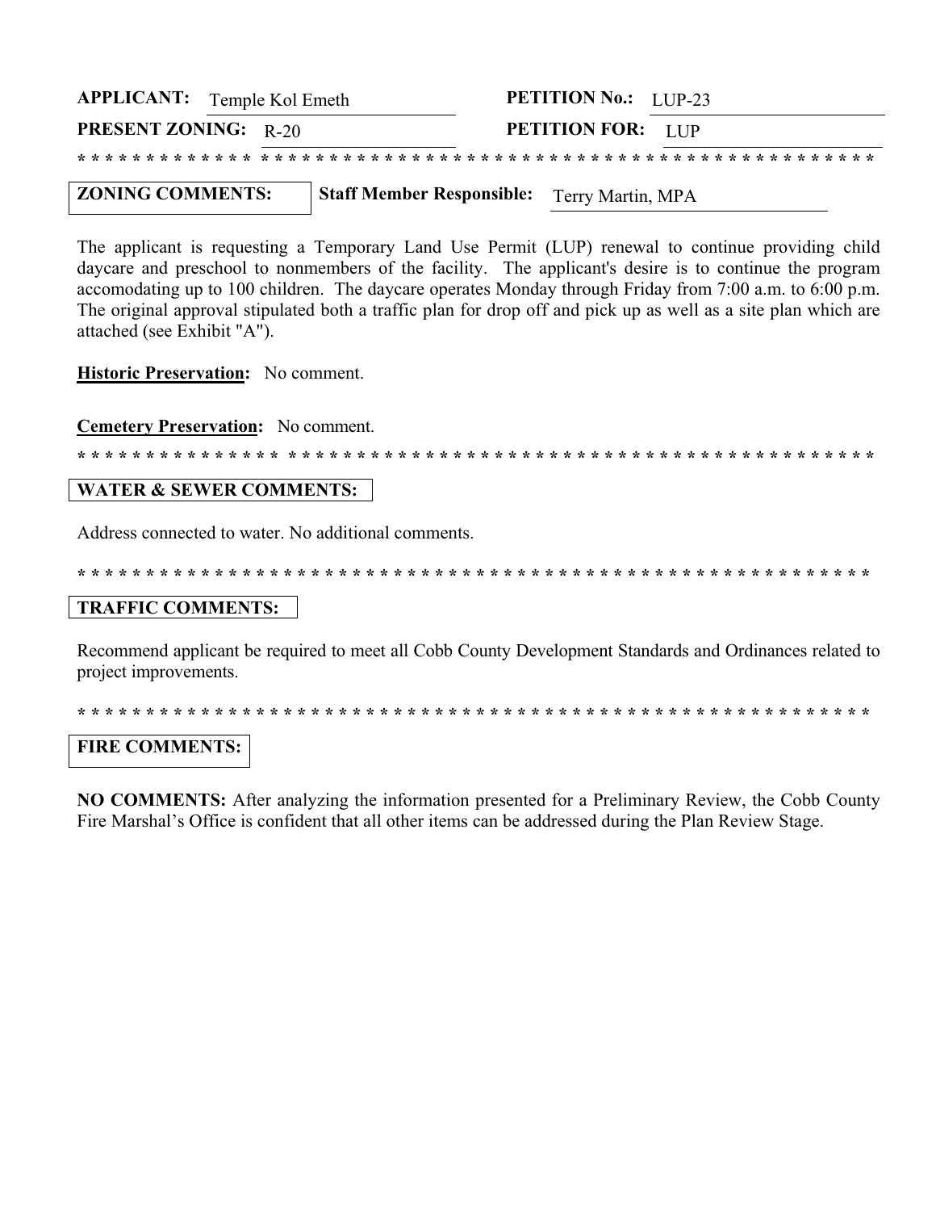**APPLICANT:** Temple Kol Emeth **PETITION No.:** LUP-23

**PRESENT ZONING:** R-20 **PETITION FOR:** LUP

* * * * * * * * * * * * * * * * * * * * * * * * * * * * * * * * * * * * * * * * * * * * * * * * * * * * * * * * * * * * *

**ZONING COMMENTS:** **Staff Member Responsible:** Terry Martin, MPA

The applicant is requesting a Temporary Land Use Permit (LUP) renewal to continue providing child daycare and preschool to nonmembers of the facility. The applicant's desire is to continue the program accomodating up to 100 children. The daycare operates Monday through Friday from 7:00 a.m. to 6:00 p.m. The original approval stipulated both a traffic plan for drop off and pick up as well as a site plan which are attached (see Exhibit "A").

**Historic Preservation:** No comment.

**Cemetery Preservation:** No comment.

* * * * * * * * * * * * * * * * * * * * * * * * * * * * * * * * * * * * * * * * * * * * * * * * * * * * * * * * * * * * *

**WATER & SEWER COMMENTS:**

Address connected to water. No additional comments.

* * * * * * * * * * * * * * * * * * * * * * * * * * * * * * * * * * * * * * * * * * * * * * * * * * * * * * * * * * * * *

**TRAFFIC COMMENTS:**

Recommend applicant be required to meet all Cobb County Development Standards and Ordinances related to project improvements.

* * * * * * * * * * * * * * * * * * * * * * * * * * * * * * * * * * * * * * * * * * * * * * * * * * * * * * * * * * * * *

**FIRE COMMENTS:**

**NO COMMENTS:** After analyzing the information presented for a Preliminary Review, the Cobb County Fire Marshal's Office is confident that all other items can be addressed during the Plan Review Stage.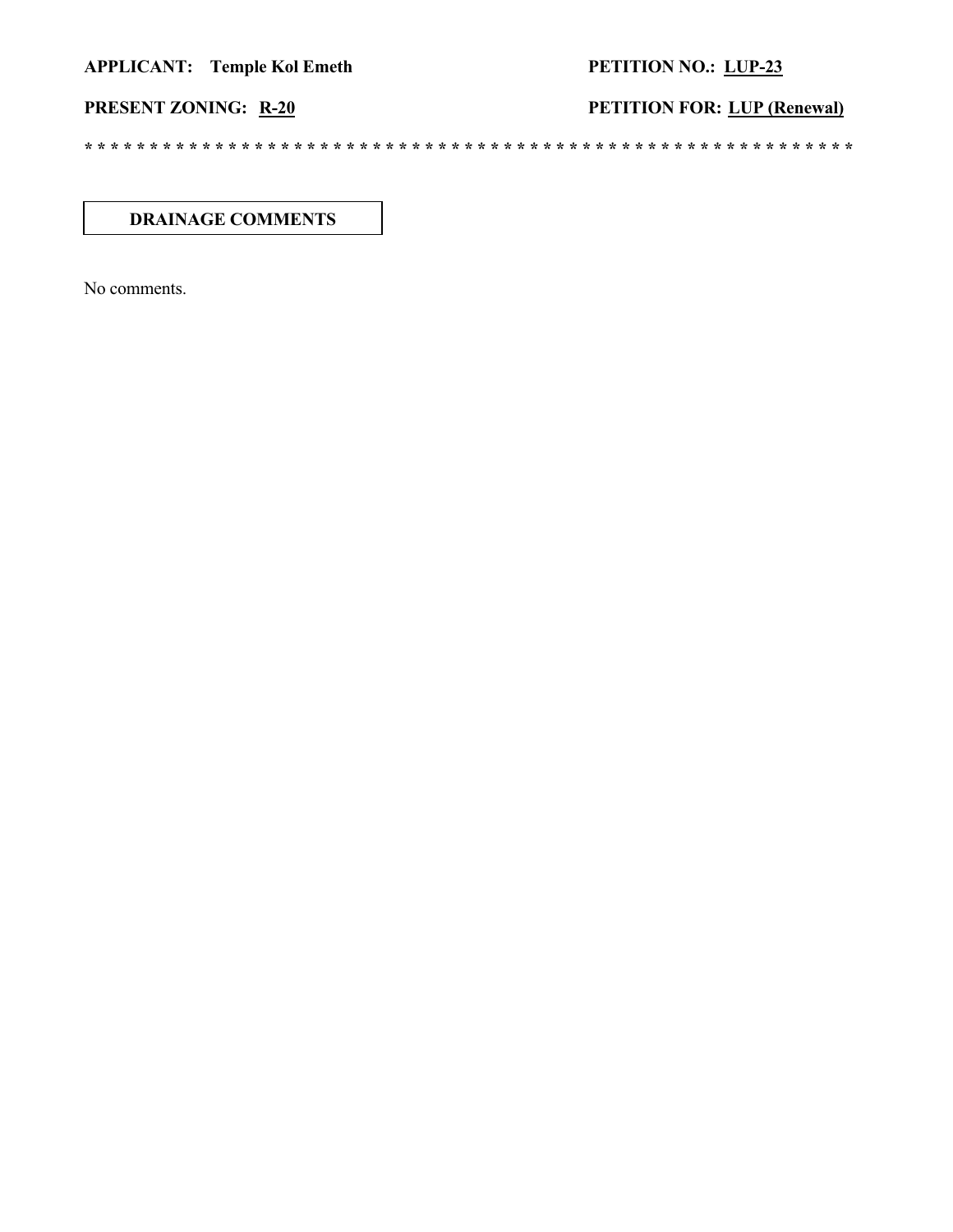**APPLICANT:** **Temple Kol Emeth** **PETITION NO.:** **LUP-23**

**PRESENT ZONING:** **R-20** **PETITION FOR:** **LUP (Renewal)**

**\* \* \* \* \* \* \* \* \* \* \* \* \* \* \* \* \* \* \* \* \* \* \* \* \* \* \* \* \* \* \* \* \* \* \* \* \* \* \* \* \* \* \* \* \* \* \* \* \* \* \* \* \* \* \* \* \* \* \* \* \* \***

## DRAINAGE COMMENTS

No comments.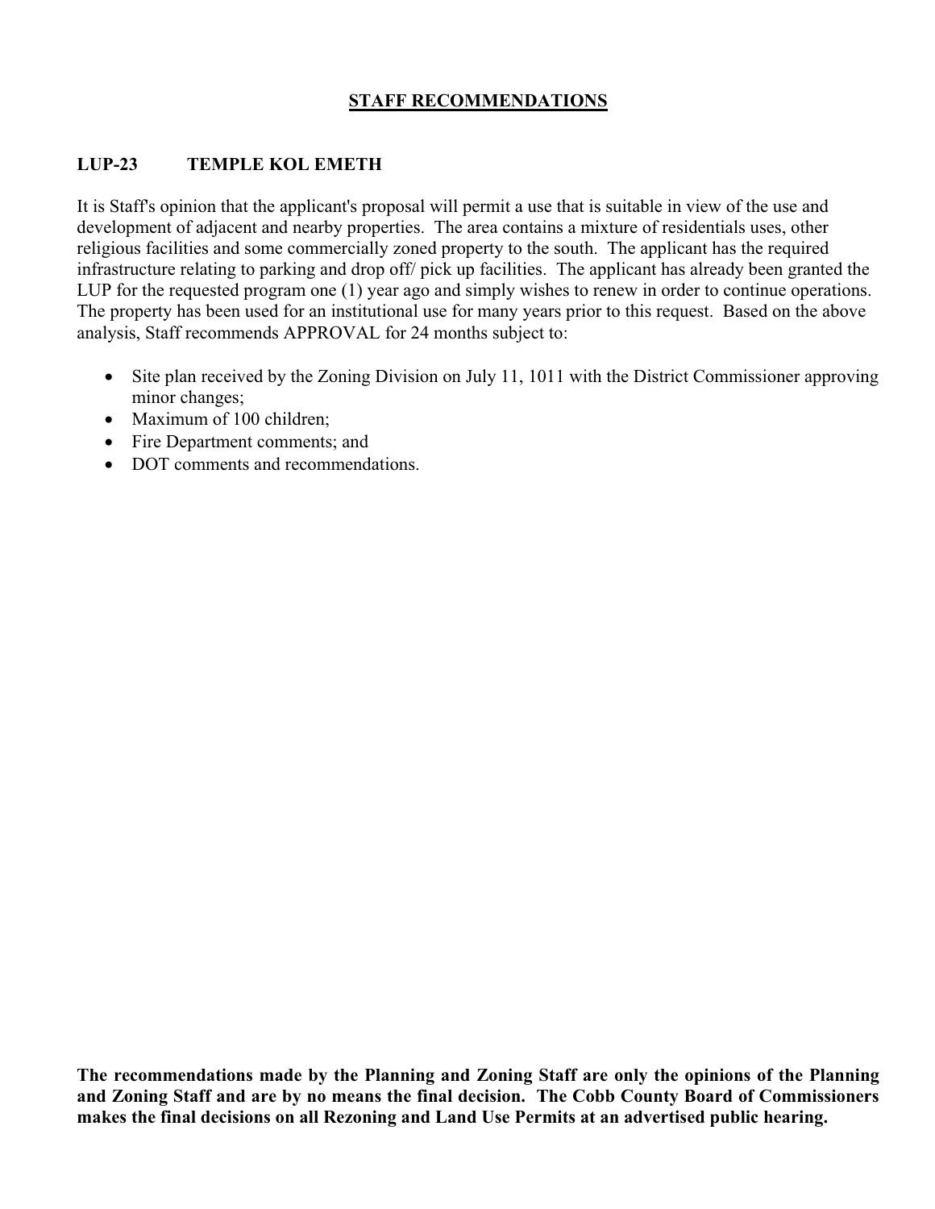## STAFF RECOMMENDATIONS

**LUP-23 TEMPLE KOL EMETH**

It is Staff's opinion that the applicant's proposal will permit a use that is suitable in view of the use and development of adjacent and nearby properties. The area contains a mixture of residentials uses, other religious facilities and some commercially zoned property to the south. The applicant has the required infrastructure relating to parking and drop off/ pick up facilities. The applicant has already been granted the LUP for the requested program one (1) year ago and simply wishes to renew in order to continue operations. The property has been used for an institutional use for many years prior to this request. Based on the above analysis, Staff recommends APPROVAL for 24 months subject to:

- Site plan received by the Zoning Division on July 11, 1011 with the District Commissioner approving minor changes;
- Maximum of 100 children;
- Fire Department comments; and
- DOT comments and recommendations.

**The recommendations made by the Planning and Zoning Staff are only the opinions of the Planning and Zoning Staff and are by no means the final decision. The Cobb County Board of Commissioners makes the final decisions on all Rezoning and Land Use Permits at an advertised public hearing.**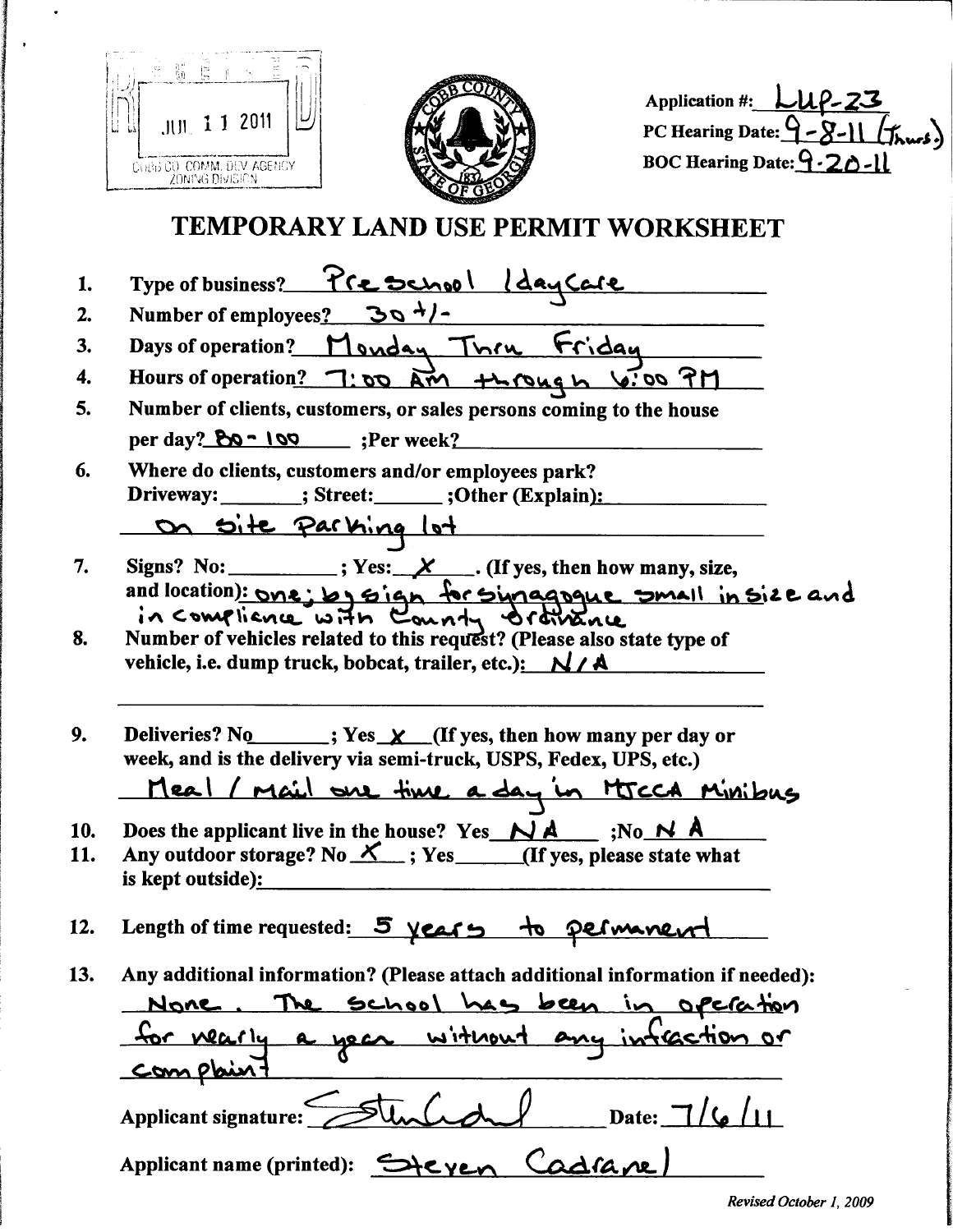RECEIVED
JUL 11 2011
COBB CO. COMM. DEV. AGENCY
ZONING DIVISION

Application #: LUP-23
PC Hearing Date: 9-8-11 (Thurs.)
BOC Hearing Date: 9-20-11

# TEMPORARY LAND USE PERMIT WORKSHEET

1. Type of business? Pre School /dayCare
2. Number of employees? 30 +/-
3. Days of operation? Monday Thru Friday
4. Hours of operation? 7:00 AM through 6:00 PM
5. Number of clients, customers, or sales persons coming to the house per day? 80 - 100 ;Per week? \_\_\_\_\_\_\_\_
6. Where do clients, customers and/or employees park?
   Driveway: \_\_\_\_\_\_\_\_; Street: \_\_\_\_\_\_\_\_; Other (Explain): On site Parking lot
7. Signs? No: \_\_\_\_\_\_\_\_; Yes: X . (If yes, then how many, size, and location): one; by sign for synagogue small in size and in compliance with County ordinance
8. Number of vehicles related to this request? (Please also state type of vehicle, i.e. dump truck, bobcat, trailer, etc.): N/A
9. Deliveries? No \_\_\_\_\_\_\_\_; Yes X (If yes, then how many per day or week, and is the delivery via semi-truck, USPS, Fedex, UPS, etc.)
   Meal / Mail one time a day in MJCCA Minibus
10. Does the applicant live in the house? Yes N A ;No N A
11. Any outdoor storage? No X ; Yes \_\_\_\_\_\_\_\_(If yes, please state what is kept outside): \_\_\_\_\_\_\_\_
12. Length of time requested: 5 years to permanent
13. Any additional information? (Please attach additional information if needed):
    None. The school has been in operation for nearly a year without any infraction or complaint

Applicant signature: [signature] Date: 7/6/11

Applicant name (printed): Steven Cadranel

*Revised October 1, 2009*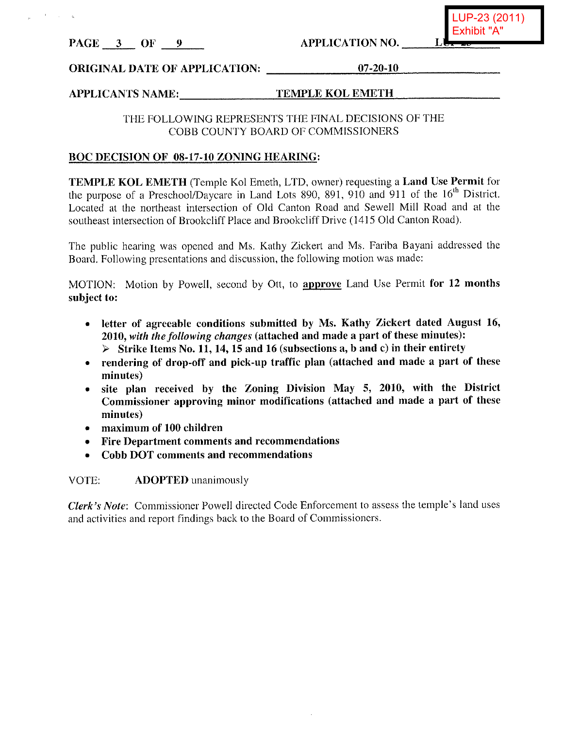LUP-23 (2011)
Exhibit "A"

PAGE 3 OF 9 APPLICATION NO. L

**ORIGINAL DATE OF APPLICATION:** 07-20-10

**APPLICANTS NAME:** TEMPLE KOL EMETH

THE FOLLOWING REPRESENTS THE FINAL DECISIONS OF THE COBB COUNTY BOARD OF COMMISSIONERS

**BOC DECISION OF 08-17-10 ZONING HEARING:**

**TEMPLE KOL EMETH** (Temple Kol Emeth, LTD, owner) requesting a **Land Use Permit** for the purpose of a Preschool/Daycare in Land Lots 890, 891, 910 and 911 of the 16th District. Located at the northeast intersection of Old Canton Road and Sewell Mill Road and at the southeast intersection of Brookcliff Place and Brookcliff Drive (1415 Old Canton Road).

The public hearing was opened and Ms. Kathy Zickert and Ms. Fariba Bayani addressed the Board. Following presentations and discussion, the following motion was made:

MOTION: Motion by Powell, second by Ott, to **approve** Land Use Permit **for 12 months subject to:**

- **letter of agreeable conditions submitted by Ms. Kathy Zickert dated August 16, 2010,** ***with the following changes*** **(attached and made a part of these minutes):**
  - **Strike Items No. 11, 14, 15 and 16 (subsections a, b and c) in their entirety**
- **rendering of drop-off and pick-up traffic plan (attached and made a part of these minutes)**
- **site plan received by the Zoning Division May 5, 2010, with the District Commissioner approving minor modifications (attached and made a part of these minutes)**
- **maximum of 100 children**
- **Fire Department comments and recommendations**
- **Cobb DOT comments and recommendations**

VOTE: **ADOPTED** unanimously

*Clerk's Note*: Commissioner Powell directed Code Enforcement to assess the temple's land uses and activities and report findings back to the Board of Commissioners.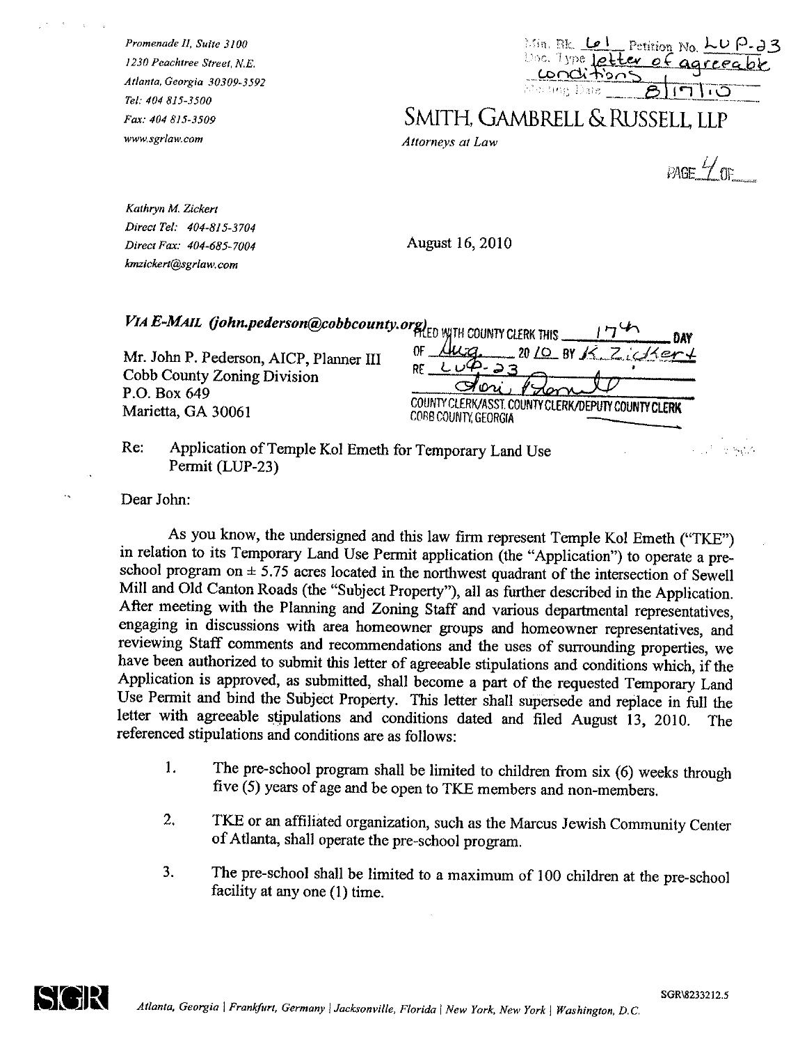Promenade II, Suite 3100
1230 Peachtree Street, N.E.
Atlanta, Georgia 30309-3592
Tel: 404 815-3500
Fax: 404 815-3509
www.sgrlaw.com

Min. Bk. 61 Petition No. LUP-23
Doc. Type letter of agreeable conditions
Meeting Date 8/17/10

# SMITH, GAMBRELL & RUSSELL, LLP

*Attorneys at Law*

PAGE 4 OF \_\_\_

Kathryn M. Zickert
Direct Tel: 404-815-3704
Direct Fax: 404-685-7004
kmzickert@sgrlaw.com

August 16, 2010

*VIA E-MAIL (john.pederson@cobbcounty.org)*

FILED WITH COUNTY CLERK THIS 17th DAY OF Aug. 2010 BY K. Zickert
RE LUP-23
COUNTY CLERK/ASST. COUNTY CLERK/DEPUTY COUNTY CLERK
COBB COUNTY, GEORGIA

Mr. John P. Pederson, AICP, Planner III
Cobb County Zoning Division
P.O. Box 649
Marietta, GA 30061

Re: Application of Temple Kol Emeth for Temporary Land Use Permit (LUP-23)

Dear John:

As you know, the undersigned and this law firm represent Temple Kol Emeth ("TKE") in relation to its Temporary Land Use Permit application (the "Application") to operate a pre-school program on ± 5.75 acres located in the northwest quadrant of the intersection of Sewell Mill and Old Canton Roads (the "Subject Property"), all as further described in the Application. After meeting with the Planning and Zoning Staff and various departmental representatives, engaging in discussions with area homeowner groups and homeowner representatives, and reviewing Staff comments and recommendations and the uses of surrounding properties, we have been authorized to submit this letter of agreeable stipulations and conditions which, if the Application is approved, as submitted, shall become a part of the requested Temporary Land Use Permit and bind the Subject Property. This letter shall supersede and replace in full the letter with agreeable stipulations and conditions dated and filed August 13, 2010. The referenced stipulations and conditions are as follows:

1. The pre-school program shall be limited to children from six (6) weeks through five (5) years of age and be open to TKE members and non-members.

2. TKE or an affiliated organization, such as the Marcus Jewish Community Center of Atlanta, shall operate the pre-school program.

3. The pre-school shall be limited to a maximum of 100 children at the pre-school facility at any one (1) time.

SGR\8233212.5

Atlanta, Georgia | Frankfurt, Germany | Jacksonville, Florida | New York, New York | Washington, D.C.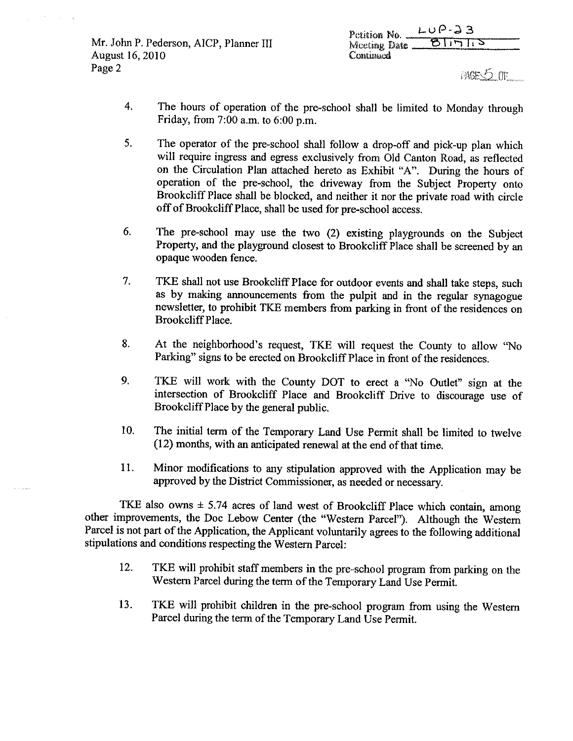Mr. John P. Pederson, AICP, Planner III
August 16, 2010

Petition No. LUP-23
Meeting Date 8/17/10
Continued

4. The hours of operation of the pre-school shall be limited to Monday through Friday, from 7:00 a.m. to 6:00 p.m.

5. The operator of the pre-school shall follow a drop-off and pick-up plan which will require ingress and egress exclusively from Old Canton Road, as reflected on the Circulation Plan attached hereto as Exhibit "A". During the hours of operation of the pre-school, the driveway from the Subject Property onto Brookcliff Place shall be blocked, and neither it nor the private road with circle off of Brookcliff Place, shall be used for pre-school access.

6. The pre-school may use the two (2) existing playgrounds on the Subject Property, and the playground closest to Brookcliff Place shall be screened by an opaque wooden fence.

7. TKE shall not use Brookcliff Place for outdoor events and shall take steps, such as by making announcements from the pulpit and in the regular synagogue newsletter, to prohibit TKE members from parking in front of the residences on Brookcliff Place.

8. At the neighborhood's request, TKE will request the County to allow "No Parking" signs to be erected on Brookcliff Place in front of the residences.

9. TKE will work with the County DOT to erect a "No Outlet" sign at the intersection of Brookcliff Place and Brookcliff Drive to discourage use of Brookcliff Place by the general public.

10. The initial term of the Temporary Land Use Permit shall be limited to twelve (12) months, with an anticipated renewal at the end of that time.

11. Minor modifications to any stipulation approved with the Application may be approved by the District Commissioner, as needed or necessary.

TKE also owns ± 5.74 acres of land west of Brookcliff Place which contain, among other improvements, the Doc Lebow Center (the "Western Parcel"). Although the Western Parcel is not part of the Application, the Applicant voluntarily agrees to the following additional stipulations and conditions respecting the Western Parcel:

12. TKE will prohibit staff members in the pre-school program from parking on the Western Parcel during the term of the Temporary Land Use Permit.

13. TKE will prohibit children in the pre-school program from using the Western Parcel during the term of the Temporary Land Use Permit.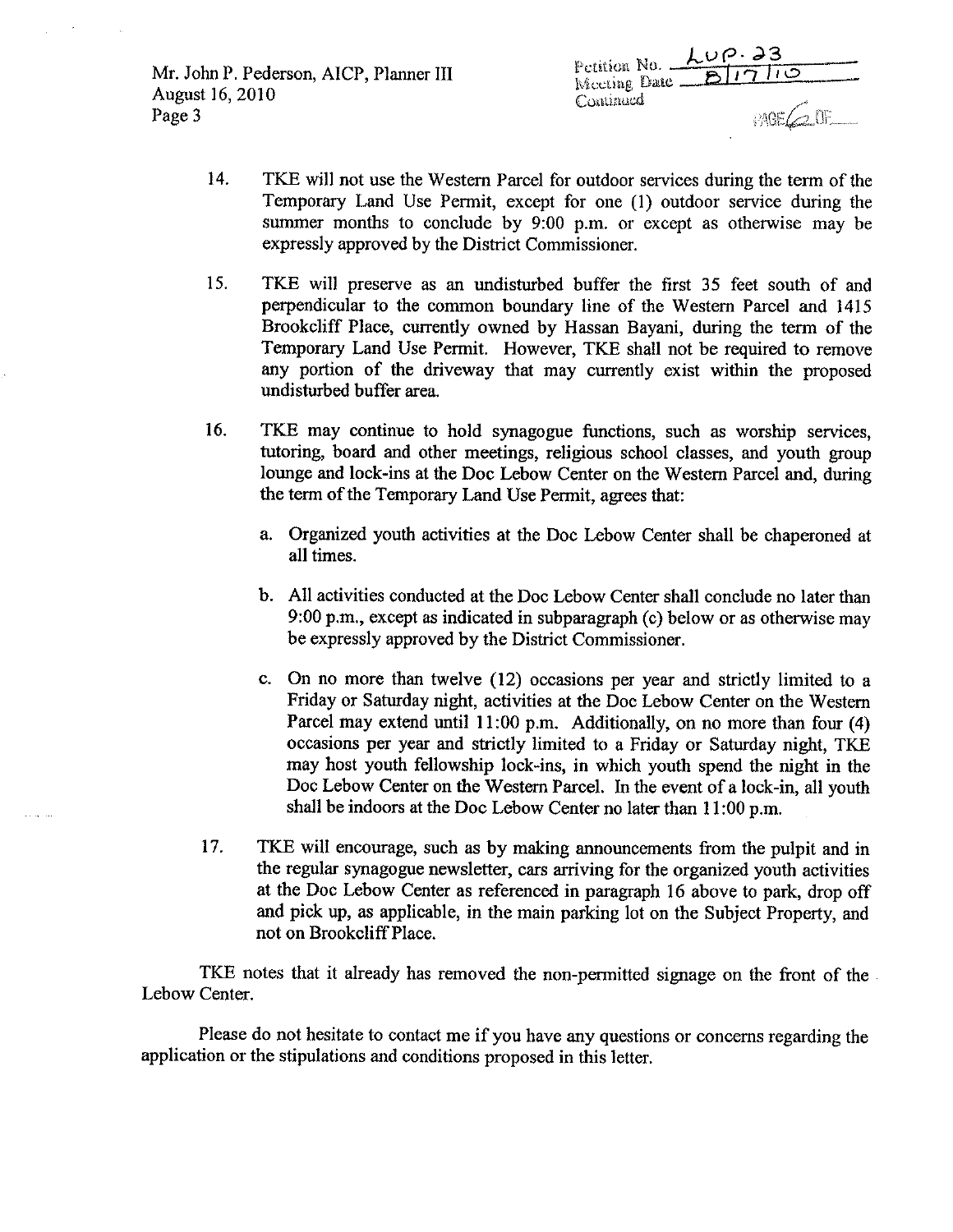14. TKE will not use the Western Parcel for outdoor services during the term of the Temporary Land Use Permit, except for one (1) outdoor service during the summer months to conclude by 9:00 p.m. or except as otherwise may be expressly approved by the District Commissioner.

15. TKE will preserve as an undisturbed buffer the first 35 feet south of and perpendicular to the common boundary line of the Western Parcel and 1415 Brookcliff Place, currently owned by Hassan Bayani, during the term of the Temporary Land Use Permit. However, TKE shall not be required to remove any portion of the driveway that may currently exist within the proposed undisturbed buffer area.

16. TKE may continue to hold synagogue functions, such as worship services, tutoring, board and other meetings, religious school classes, and youth group lounge and lock-ins at the Doc Lebow Center on the Western Parcel and, during the term of the Temporary Land Use Permit, agrees that:

    a. Organized youth activities at the Doc Lebow Center shall be chaperoned at all times.

    b. All activities conducted at the Doc Lebow Center shall conclude no later than 9:00 p.m., except as indicated in subparagraph (c) below or as otherwise may be expressly approved by the District Commissioner.

    c. On no more than twelve (12) occasions per year and strictly limited to a Friday or Saturday night, activities at the Doc Lebow Center on the Western Parcel may extend until 11:00 p.m. Additionally, on no more than four (4) occasions per year and strictly limited to a Friday or Saturday night, TKE may host youth fellowship lock-ins, in which youth spend the night in the Doc Lebow Center on the Western Parcel. In the event of a lock-in, all youth shall be indoors at the Doc Lebow Center no later than 11:00 p.m.

17. TKE will encourage, such as by making announcements from the pulpit and in the regular synagogue newsletter, cars arriving for the organized youth activities at the Doc Lebow Center as referenced in paragraph 16 above to park, drop off and pick up, as applicable, in the main parking lot on the Subject Property, and not on Brookcliff Place.

TKE notes that it already has removed the non-permitted signage on the front of the Lebow Center.

Please do not hesitate to contact me if you have any questions or concerns regarding the application or the stipulations and conditions proposed in this letter.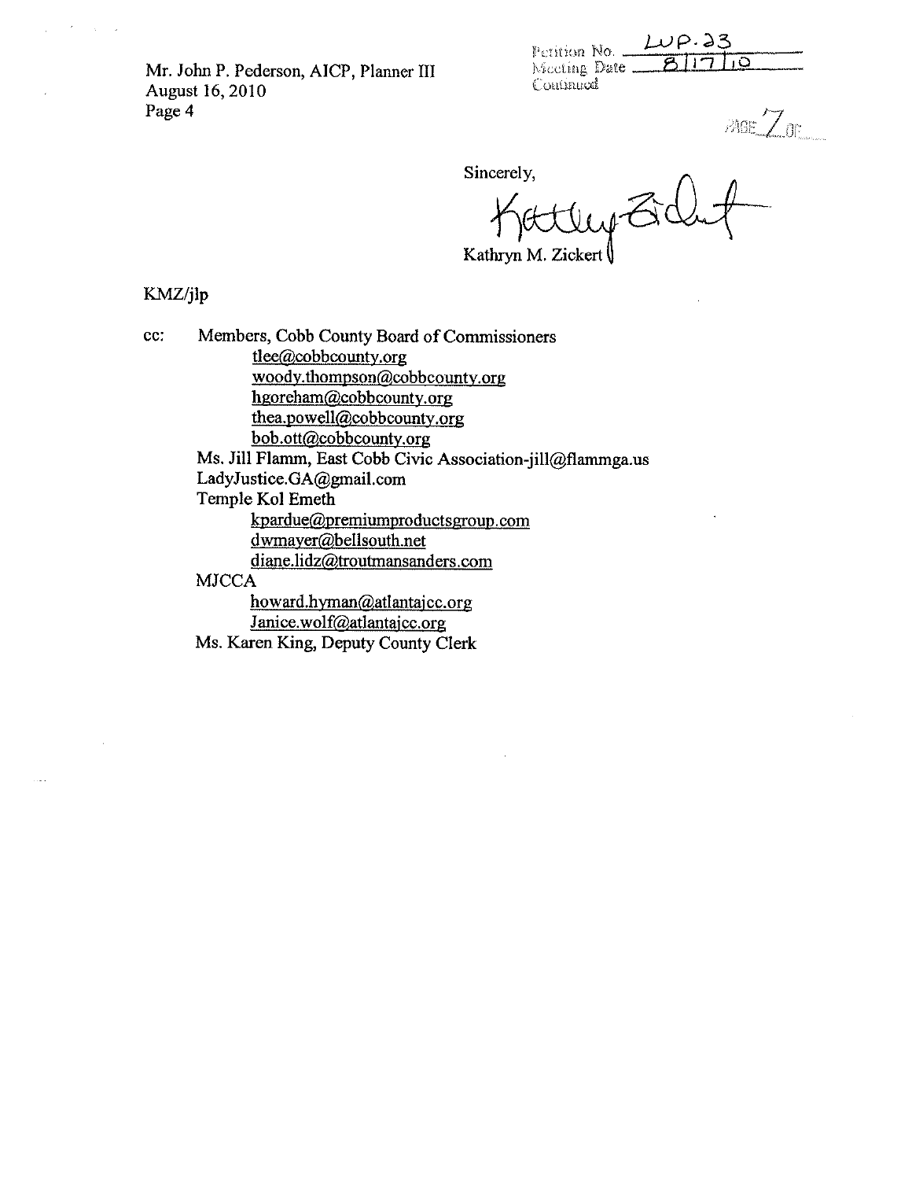Mr. John P. Pederson, AICP, Planner III
August 16, 2010
Page 4

Petition No. LUP-23
Meeting Date 8/17/10
Continued

PAGE 7 OF

Sincerely,

Kathryn M. Zickert

KMZ/jlp

cc: Members, Cobb County Board of Commissioners
  tlee@cobbcounty.org
  woody.thompson@cobbcounty.org
  hgoreham@cobbcounty.org
  thea.powell@cobbcounty.org
  bob.ott@cobbcounty.org
 Ms. Jill Flamm, East Cobb Civic Association-jill@flammga.us
 LadyJustice.GA@gmail.com
 Temple Kol Emeth
  kpardue@premiumproductsgroup.com
  dwmayer@bellsouth.net
  diane.lidz@troutmansanders.com
 MJCCA
  howard.hyman@atlantajcc.org
  Janice.wolf@atlantajcc.org
 Ms. Karen King, Deputy County Clerk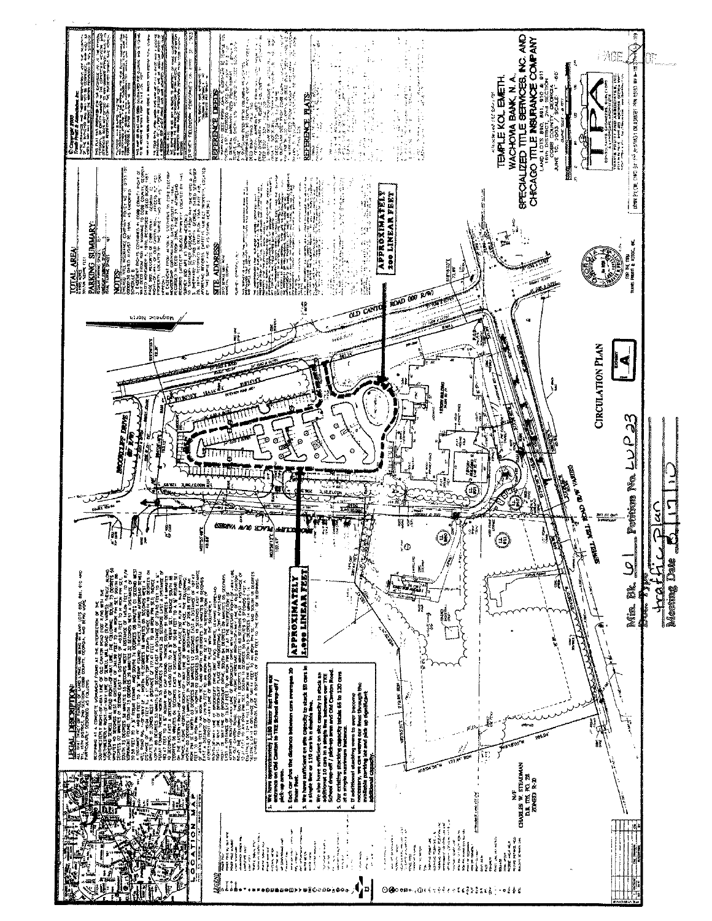PAGE 13 OF

Min. Bk. 61 Petition No. LUP23

Doc. Type traffic plan

Meeting Date 8/17/10

TEMPLE KOL EMETH,
WACHOVIA BANK, N. A.,
SPECIALIZED TITLE SERVICES, INC. AND
CHICAGO TITLE INSURANCE COMPANY

CIRCULATION PLAN

EXHIBIT A

TOTAL AREA:

PARKING SUMMARY:

NOTES:

SITE ADDRESS:

REFERENCE DEEDS:

REFERENCE PLATS:

LEGAL DESCRIPTION:

LOCATION MAP

LEGEND

APPROXIMATELY 200 LINEAR FEET

APPROXIMATELY 1,890 LINEAR FEET

1. We have approximately 2,100 linear feet from our entrance on Old Canton to TKE School drop-off / pick-up area.
2. Each car plus the distance between cars averages 20 linear feet.
3. We have sufficient on site capacity to stack 55 cars in a single line or 110 cars in a double line.
4. When lined in sufficient on site capacity to stack an additional 10 cars in the line between our TKE School drop-off / pick-up lines and Old Canton Road.
5. Our existing stacking capacity totals 65 to 120 cars at a single maximum instance.
6. If necessary, we can bring overflow traffic through the available parking lot and pick up significant additional capacity.

OLD CANTON ROAD (80' R/W)

BROOKCLIFF DRIVE

BROOKCLIFF PLACE (R/W VARIES)

SEWELL MILL ROAD (R/W VARIES)

N/F CHARLES W. STEADMAN ZONED R-20

Magnetic North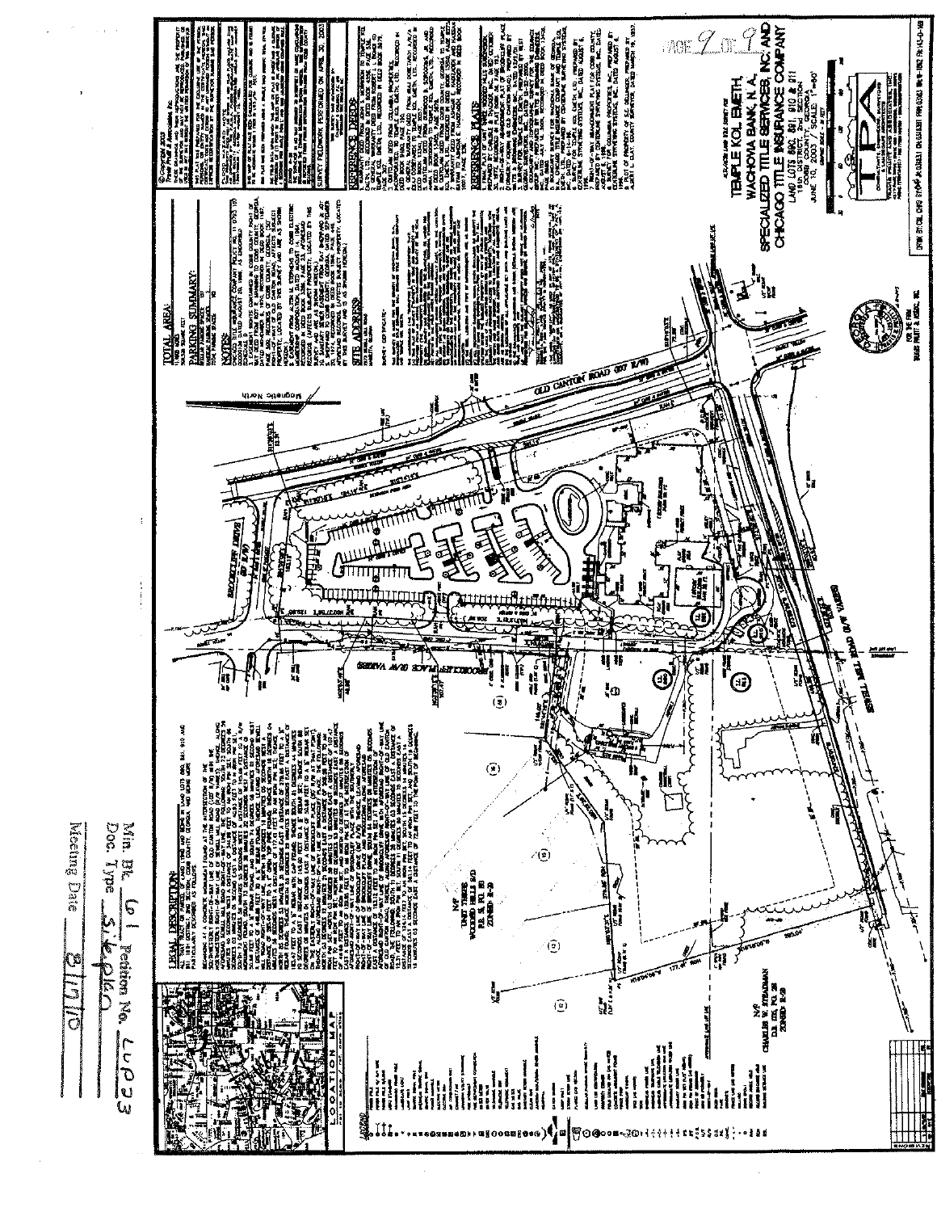PAGE 9 OF 9

TOTAL AREA:

PARKING SUMMARY:

NOTES:

SITE ADDRESS:

REFERENCE DEEDS:

REFERENCE PLATS:

SURVEY FIELDWORK PERFORMED ON APRIL 30, 2003

ALTA/ACSM LAND TITLE SURVEY FOR

TEMPLE KOL EMETH,
WACHOVIA BANK, N.A.,
SPECIALIZED TITLE SERVICES, INC. AND
CHICAGO TITLE INSURANCE COMPANY

LAND LOTS 890, 891, 910 & 911
16th DISTRICT, 2nd SECTION
COBB COUNTY, GEORGIA
JUNE 10, 2003 / SCALE: 1"=60'

TPA

OLD CANTON ROAD (60' R/W)

BROOKCLIFF DRIVE

BROOKCLIFF PLACE (R/W VARIES)

SEWELL MILL ROAD (R/W VARIES)

Magnetic North

N/F
UNIT THREE
WOODED HILLS S/D
ZONED R-20

N/F
CHARLES W. STEADMAN
ZONED R-20

LEGAL DESCRIPTION:

LEGEND

LOCATION MAP

Min. Bk. 61 Petition No. LUP23
Doc. Type Site plan
Meeting Date 8/17/10